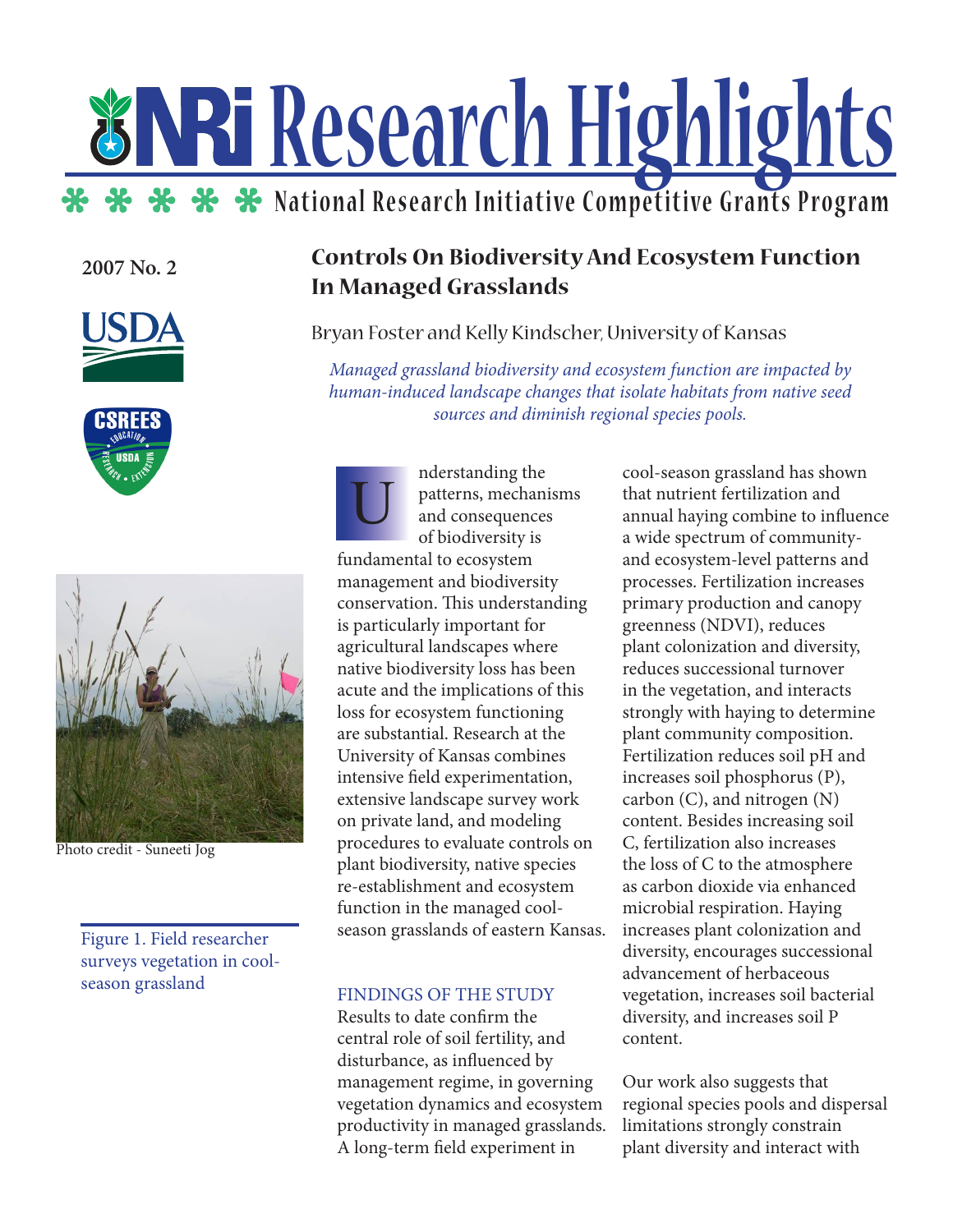# NRI Research Highlights

National Research Initiative Competitive Grants Program

**2007 No. 2**

## Controls On Biodiversity And Ecosystem Function In Managed Grasslands

Bryan Foster and Kelly Kindscher, University of Kansas

*Managed grassland biodiversity and ecosystem function are impacted by human-induced landscape changes that isolate habitats from native seed sources and diminish regional species pools.*

Photo credit - Suneeti Jog

Figure 1. Field researcher surveys vegetation in cool-season grassland

Understanding the patterns, mechanisms and consequences of biodiversity is fundamental to ecosystem management and biodiversity conservation. This understanding is particularly important for agricultural landscapes where native biodiversity loss has been acute and the implications of this loss for ecosystem functioning are substantial. Research at the University of Kansas combines intensive field experimentation, extensive landscape survey work on private land, and modeling procedures to evaluate controls on plant biodiversity, native species re-establishment and ecosystem function in the managed cool-season grasslands of eastern Kansas.

### FINDINGS OF THE STUDY

Results to date confirm the central role of soil fertility, and disturbance, as influenced by management regime, in governing vegetation dynamics and ecosystem productivity in managed grasslands. A long-term field experiment in cool-season grassland has shown that nutrient fertilization and annual haying combine to influence a wide spectrum of community- and ecosystem-level patterns and processes. Fertilization increases primary production and canopy greenness (NDVI), reduces plant colonization and diversity, reduces successional turnover in the vegetation, and interacts strongly with haying to determine plant community composition. Fertilization reduces soil pH and increases soil phosphorus (P), carbon (C), and nitrogen (N) content. Besides increasing soil C, fertilization also increases the loss of C to the atmosphere as carbon dioxide via enhanced microbial respiration. Haying increases plant colonization and diversity, encourages successional advancement of herbaceous vegetation, increases soil bacterial diversity, and increases soil P content.

Our work also suggests that regional species pools and dispersal limitations strongly constrain plant diversity and interact with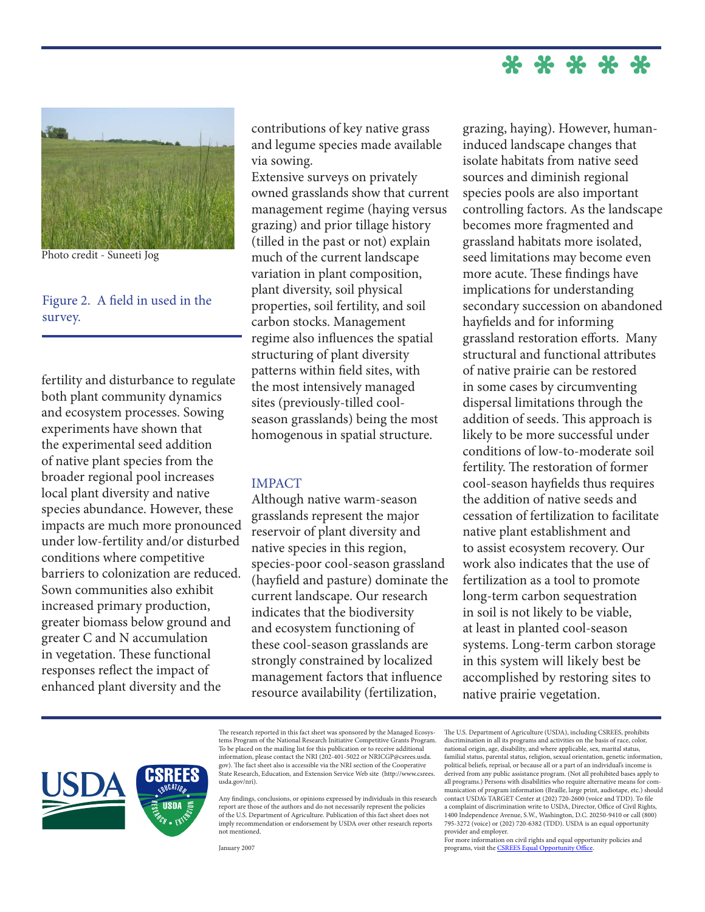Photo credit - Suneeti Jog

Figure 2. A field in used in the survey.

fertility and disturbance to regulate both plant community dynamics and ecosystem processes. Sowing experiments have shown that the experimental seed addition of native plant species from the broader regional pool increases local plant diversity and native species abundance. However, these impacts are much more pronounced under low-fertility and/or disturbed conditions where competitive barriers to colonization are reduced. Sown communities also exhibit increased primary production, greater biomass below ground and greater C and N accumulation in vegetation. These functional responses reflect the impact of enhanced plant diversity and the contributions of key native grass and legume species made available via sowing.

Extensive surveys on privately owned grasslands show that current management regime (haying versus grazing) and prior tillage history (tilled in the past or not) explain much of the current landscape variation in plant composition, plant diversity, soil physical properties, soil fertility, and soil carbon stocks. Management regime also influences the spatial structuring of plant diversity patterns within field sites, with the most intensively managed sites (previously-tilled cool-season grasslands) being the most homogenous in spatial structure.

## IMPACT

Although native warm-season grasslands represent the major reservoir of plant diversity and native species in this region, species-poor cool-season grassland (hayfield and pasture) dominate the current landscape. Our research indicates that the biodiversity and ecosystem functioning of these cool-season grasslands are strongly constrained by localized management factors that influence resource availability (fertilization, grazing, haying). However, human-induced landscape changes that isolate habitats from native seed sources and diminish regional species pools are also important controlling factors. As the landscape becomes more fragmented and grassland habitats more isolated, seed limitations may become even more acute. These findings have implications for understanding secondary succession on abandoned hayfields and for informing grassland restoration efforts. Many structural and functional attributes of native prairie can be restored in some cases by circumventing dispersal limitations through the addition of seeds. This approach is likely to be more successful under conditions of low-to-moderate soil fertility. The restoration of former cool-season hayfields thus requires the addition of native seeds and cessation of fertilization to facilitate native plant establishment and to assist ecosystem recovery. Our work also indicates that the use of fertilization as a tool to promote long-term carbon sequestration in soil is not likely to be viable, at least in planted cool-season systems. Long-term carbon storage in this system will likely best be accomplished by restoring sites to native prairie vegetation.

---

The research reported in this fact sheet was sponsored by the Managed Ecosystems Program of the National Research Initiative Competitive Grants Program. To be placed on the mailing list for this publication or to receive additional information, please contact the NRI (202-401-5022 or NRICGP@csrees.usda.gov). The fact sheet also is accessible via the NRI section of the Cooperative State Research, Education, and Extension Service Web site (http://www.csrees.usda.gov/nri).

Any findings, conclusions, or opinions expressed by individuals in this research report are those of the authors and do not necessarily represent the policies of the U.S. Department of Agriculture. Publication of this fact sheet does not imply recommendation or endorsement by USDA over other research reports not mentioned.

January 2007

The U.S. Department of Agriculture (USDA), including CSREES, prohibits discrimination in all its programs and activities on the basis of race, color, national origin, age, disability, and where applicable, sex, marital status, familial status, parental status, religion, sexual orientation, genetic information, political beliefs, reprisal, or because all or a part of an individual's income is derived from any public assistance program. (Not all prohibited bases apply to all programs.) Persons with disabilities who require alternative means for communication of program information (Braille, large print, audiotape, etc.) should contact USDA's TARGET Center at (202) 720-2600 (voice and TDD). To file a complaint of discrimination write to USDA, Director, Office of Civil Rights, 1400 Independence Avenue, S.W., Washington, D.C. 20250-9410 or call (800) 795-3272 (voice) or (202) 720-6382 (TDD). USDA is an equal opportunity provider and employer.

For more information on civil rights and equal opportunity policies and programs, visit the CSREES Equal Opportunity Office.